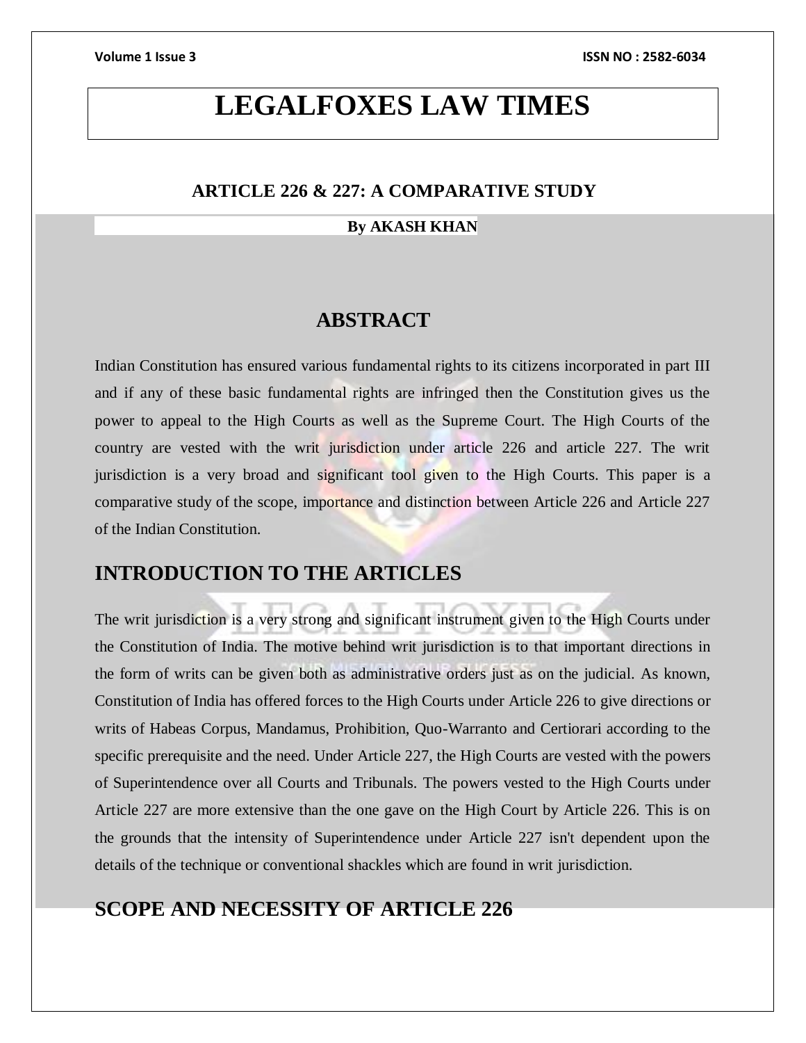# LEGALFOXES LAW TIMES

### ARTICLE 226 & 227: A COMPARATIVE STUDY

**By AKASH KHAN**

## ABSTRACT

Indian Constitution has ensured various fundamental rights to its citizens incorporated in part III and if any of these basic fundamental rights are infringed then the Constitution gives us the power to appeal to the High Courts as well as the Supreme Court. The High Courts of the country are vested with the writ jurisdiction under article 226 and article 227. The writ jurisdiction is a very broad and significant tool given to the High Courts. This paper is a comparative study of the scope, importance and distinction between Article 226 and Article 227 of the Indian Constitution.

## INTRODUCTION TO THE ARTICLES

The writ jurisdiction is a very strong and significant instrument given to the High Courts under the Constitution of India. The motive behind writ jurisdiction is to that important directions in the form of writs can be given both as administrative orders just as on the judicial. As known, Constitution of India has offered forces to the High Courts under Article 226 to give directions or writs of Habeas Corpus, Mandamus, Prohibition, Quo-Warranto and Certiorari according to the specific prerequisite and the need. Under Article 227, the High Courts are vested with the powers of Superintendence over all Courts and Tribunals. The powers vested to the High Courts under Article 227 are more extensive than the one gave on the High Court by Article 226. This is on the grounds that the intensity of Superintendence under Article 227 isn't dependent upon the details of the technique or conventional shackles which are found in writ jurisdiction.

## SCOPE AND NECESSITY OF ARTICLE 226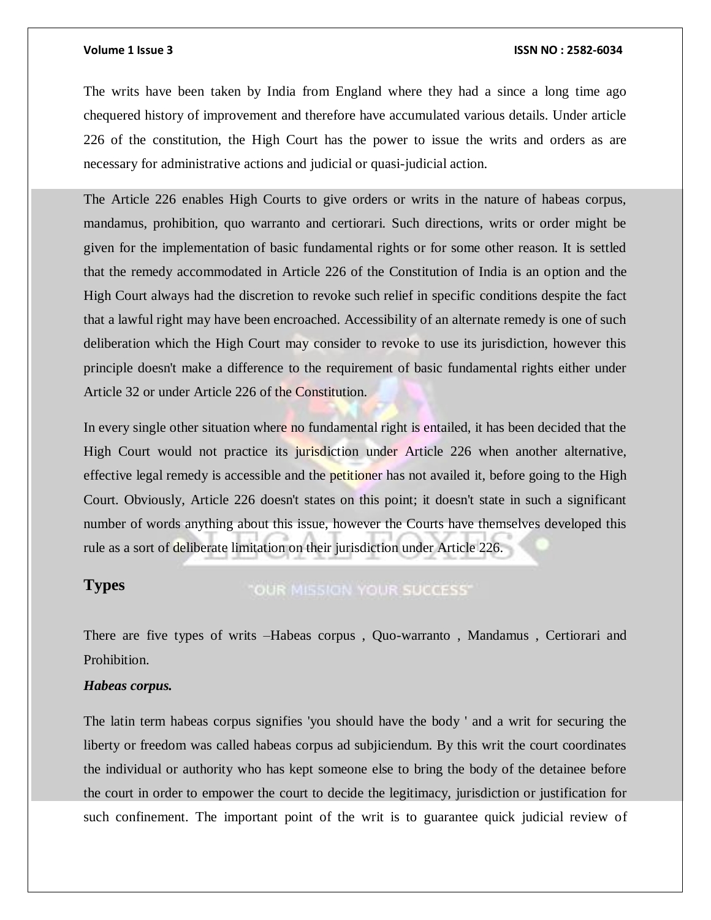The writs have been taken by India from England where they had a since a long time ago chequered history of improvement and therefore have accumulated various details. Under article 226 of the constitution, the High Court has the power to issue the writs and orders as are necessary for administrative actions and judicial or quasi-judicial action.

The Article 226 enables High Courts to give orders or writs in the nature of habeas corpus, mandamus, prohibition, quo warranto and certiorari. Such directions, writs or order might be given for the implementation of basic fundamental rights or for some other reason. It is settled that the remedy accommodated in Article 226 of the Constitution of India is an option and the High Court always had the discretion to revoke such relief in specific conditions despite the fact that a lawful right may have been encroached. Accessibility of an alternate remedy is one of such deliberation which the High Court may consider to revoke to use its jurisdiction, however this principle doesn't make a difference to the requirement of basic fundamental rights either under Article 32 or under Article 226 of the Constitution.

In every single other situation where no fundamental right is entailed, it has been decided that the High Court would not practice its jurisdiction under Article 226 when another alternative, effective legal remedy is accessible and the petitioner has not availed it, before going to the High Court. Obviously, Article 226 doesn't states on this point; it doesn't state in such a significant number of words anything about this issue, however the Courts have themselves developed this rule as a sort of deliberate limitation on their jurisdiction under Article 226.

## Types

There are five types of writs –Habeas corpus , Quo-warranto , Mandamus , Certiorari and Prohibition.

***Habeas corpus.***

The latin term habeas corpus signifies 'you should have the body ' and a writ for securing the liberty or freedom was called habeas corpus ad subjiciendum. By this writ the court coordinates the individual or authority who has kept someone else to bring the body of the detainee before the court in order to empower the court to decide the legitimacy, jurisdiction or justification for such confinement. The important point of the writ is to guarantee quick judicial review of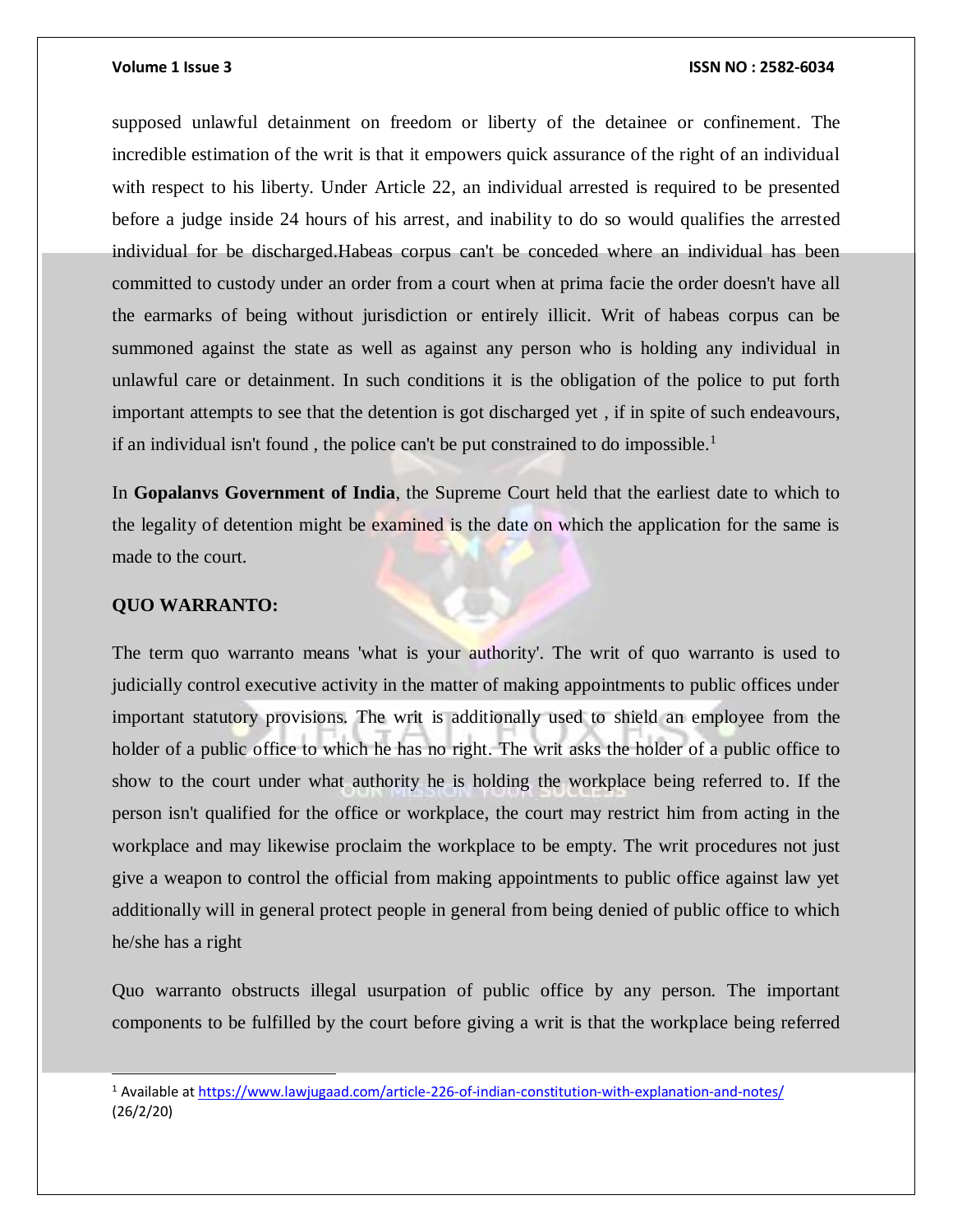supposed unlawful detainment on freedom or liberty of the detainee or confinement. The incredible estimation of the writ is that it empowers quick assurance of the right of an individual with respect to his liberty. Under Article 22, an individual arrested is required to be presented before a judge inside 24 hours of his arrest, and inability to do so would qualifies the arrested individual for be discharged.Habeas corpus can't be conceded where an individual has been committed to custody under an order from a court when at prima facie the order doesn't have all the earmarks of being without jurisdiction or entirely illicit. Writ of habeas corpus can be summoned against the state as well as against any person who is holding any individual in unlawful care or detainment. In such conditions it is the obligation of the police to put forth important attempts to see that the detention is got discharged yet , if in spite of such endeavours, if an individual isn't found , the police can't be put constrained to do impossible.[1]

In **Gopalanvs Government of India**, the Supreme Court held that the earliest date to which to the legality of detention might be examined is the date on which the application for the same is made to the court.

### QUO WARRANTO:

The term quo warranto means 'what is your authority'. The writ of quo warranto is used to judicially control executive activity in the matter of making appointments to public offices under important statutory provisions. The writ is additionally used to shield an employee from the holder of a public office to which he has no right. The writ asks the holder of a public office to show to the court under what authority he is holding the workplace being referred to. If the person isn't qualified for the office or workplace, the court may restrict him from acting in the workplace and may likewise proclaim the workplace to be empty. The writ procedures not just give a weapon to control the official from making appointments to public office against law yet additionally will in general protect people in general from being denied of public office to which he/she has a right

Quo warranto obstructs illegal usurpation of public office by any person. The important components to be fulfilled by the court before giving a writ is that the workplace being referred

---

[1] Available at https://www.lawjugaad.com/article-226-of-indian-constitution-with-explanation-and-notes/ (26/2/20)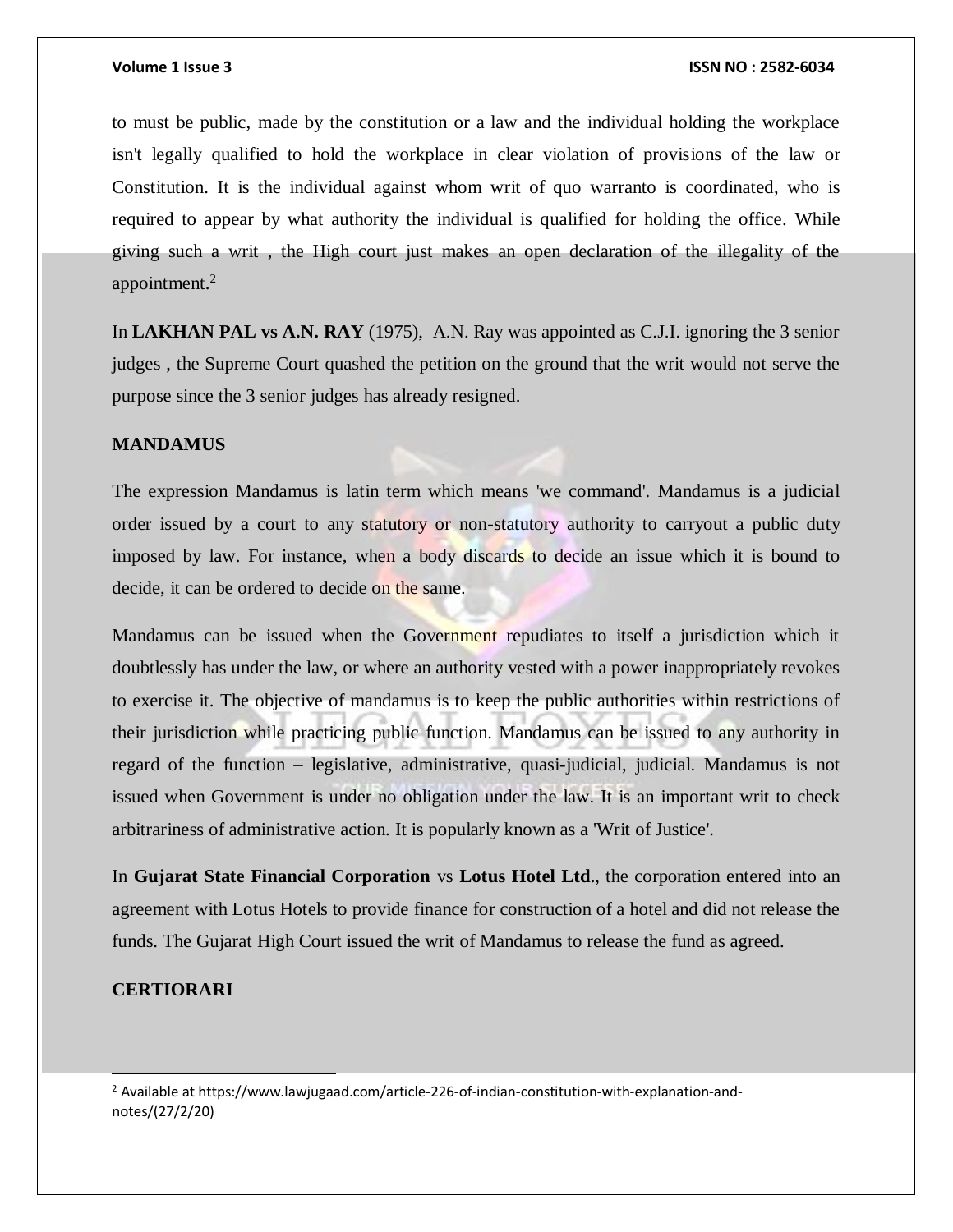to must be public, made by the constitution or a law and the individual holding the workplace isn't legally qualified to hold the workplace in clear violation of provisions of the law or Constitution. It is the individual against whom writ of quo warranto is coordinated, who is required to appear by what authority the individual is qualified for holding the office. While giving such a writ , the High court just makes an open declaration of the illegality of the appointment.[2]

In **LAKHAN PAL vs A.N. RAY** (1975), A.N. Ray was appointed as C.J.I. ignoring the 3 senior judges , the Supreme Court quashed the petition on the ground that the writ would not serve the purpose since the 3 senior judges has already resigned.

**MANDAMUS**

The expression Mandamus is latin term which means 'we command'. Mandamus is a judicial order issued by a court to any statutory or non-statutory authority to carryout a public duty imposed by law. For instance, when a body discards to decide an issue which it is bound to decide, it can be ordered to decide on the same.

Mandamus can be issued when the Government repudiates to itself a jurisdiction which it doubtlessly has under the law, or where an authority vested with a power inappropriately revokes to exercise it. The objective of mandamus is to keep the public authorities within restrictions of their jurisdiction while practicing public function. Mandamus can be issued to any authority in regard of the function – legislative, administrative, quasi-judicial, judicial. Mandamus is not issued when Government is under no obligation under the law. It is an important writ to check arbitrariness of administrative action. It is popularly known as a 'Writ of Justice'.

In **Gujarat State Financial Corporation** vs **Lotus Hotel Ltd**., the corporation entered into an agreement with Lotus Hotels to provide finance for construction of a hotel and did not release the funds. The Gujarat High Court issued the writ of Mandamus to release the fund as agreed.

**CERTIORARI**

[2] Available at https://www.lawjugaad.com/article-226-of-indian-constitution-with-explanation-and-notes/(27/2/20)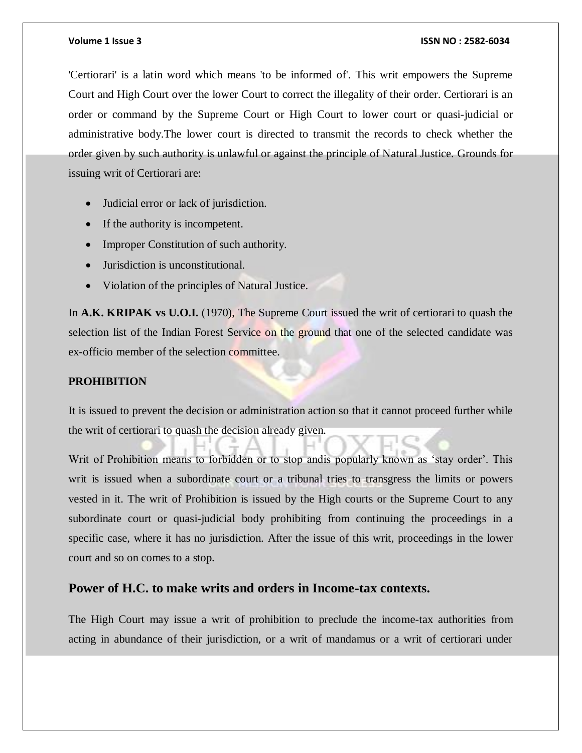'Certiorari' is a latin word which means 'to be informed of'. This writ empowers the Supreme Court and High Court over the lower Court to correct the illegality of their order. Certiorari is an order or command by the Supreme Court or High Court to lower court or quasi-judicial or administrative body.The lower court is directed to transmit the records to check whether the order given by such authority is unlawful or against the principle of Natural Justice. Grounds for issuing writ of Certiorari are:

- Judicial error or lack of jurisdiction.
- If the authority is incompetent.
- Improper Constitution of such authority.
- Jurisdiction is unconstitutional.
- Violation of the principles of Natural Justice.

In **A.K. KRIPAK vs U.O.I.** (1970), The Supreme Court issued the writ of certiorari to quash the selection list of the Indian Forest Service on the ground that one of the selected candidate was ex-officio member of the selection committee.

**PROHIBITION**

It is issued to prevent the decision or administration action so that it cannot proceed further while the writ of certiorari to quash the decision already given.

Writ of Prohibition means to forbidden or to stop andis popularly known as 'stay order'. This writ is issued when a subordinate court or a tribunal tries to transgress the limits or powers vested in it. The writ of Prohibition is issued by the High courts or the Supreme Court to any subordinate court or quasi-judicial body prohibiting from continuing the proceedings in a specific case, where it has no jurisdiction. After the issue of this writ, proceedings in the lower court and so on comes to a stop.

## Power of H.C. to make writs and orders in Income-tax contexts.

The High Court may issue a writ of prohibition to preclude the income-tax authorities from acting in abundance of their jurisdiction, or a writ of mandamus or a writ of certiorari under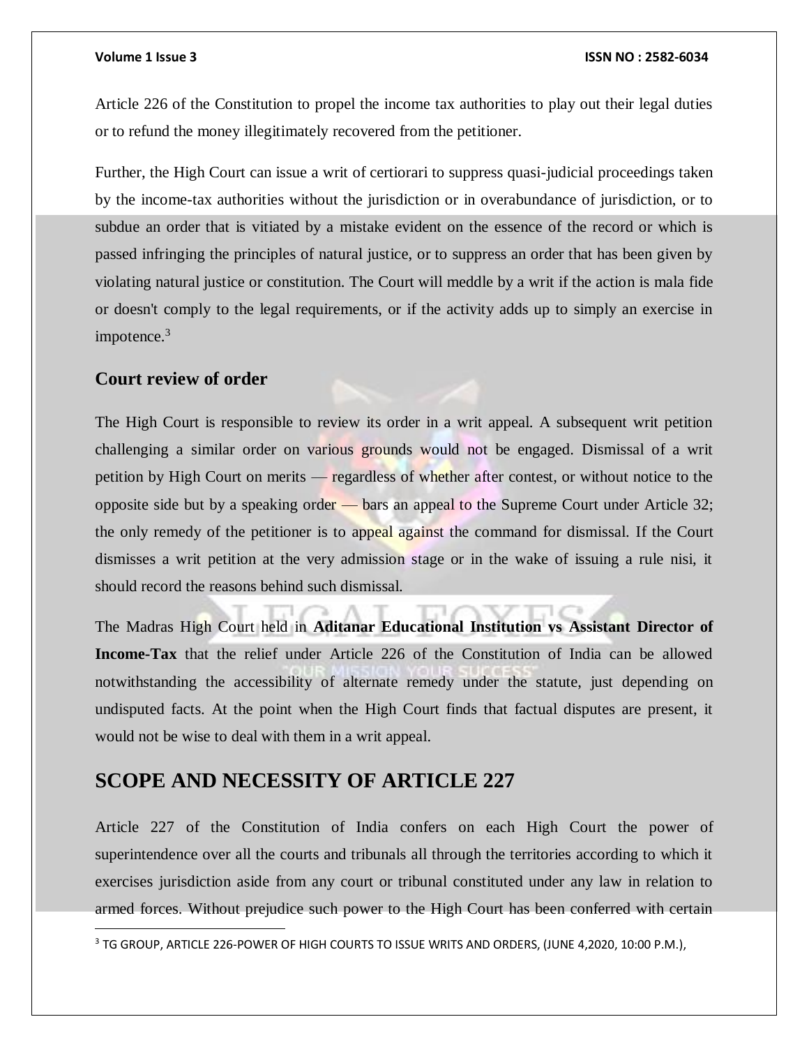Article 226 of the Constitution to propel the income tax authorities to play out their legal duties or to refund the money illegitimately recovered from the petitioner.

Further, the High Court can issue a writ of certiorari to suppress quasi-judicial proceedings taken by the income-tax authorities without the jurisdiction or in overabundance of jurisdiction, or to subdue an order that is vitiated by a mistake evident on the essence of the record or which is passed infringing the principles of natural justice, or to suppress an order that has been given by violating natural justice or constitution. The Court will meddle by a writ if the action is mala fide or doesn't comply to the legal requirements, or if the activity adds up to simply an exercise in impotence.[3]

### Court review of order

The High Court is responsible to review its order in a writ appeal. A subsequent writ petition challenging a similar order on various grounds would not be engaged. Dismissal of a writ petition by High Court on merits — regardless of whether after contest, or without notice to the opposite side but by a speaking order — bars an appeal to the Supreme Court under Article 32; the only remedy of the petitioner is to appeal against the command for dismissal. If the Court dismisses a writ petition at the very admission stage or in the wake of issuing a rule nisi, it should record the reasons behind such dismissal.

The Madras High Court held in **Aditanar Educational Institution vs Assistant Director of Income-Tax** that the relief under Article 226 of the Constitution of India can be allowed notwithstanding the accessibility of alternate remedy under the statute, just depending on undisputed facts. At the point when the High Court finds that factual disputes are present, it would not be wise to deal with them in a writ appeal.

## SCOPE AND NECESSITY OF ARTICLE 227

Article 227 of the Constitution of India confers on each High Court the power of superintendence over all the courts and tribunals all through the territories according to which it exercises jurisdiction aside from any court or tribunal constituted under any law in relation to armed forces. Without prejudice such power to the High Court has been conferred with certain

[3] TG GROUP, ARTICLE 226-POWER OF HIGH COURTS TO ISSUE WRITS AND ORDERS, (JUNE 4,2020, 10:00 P.M.),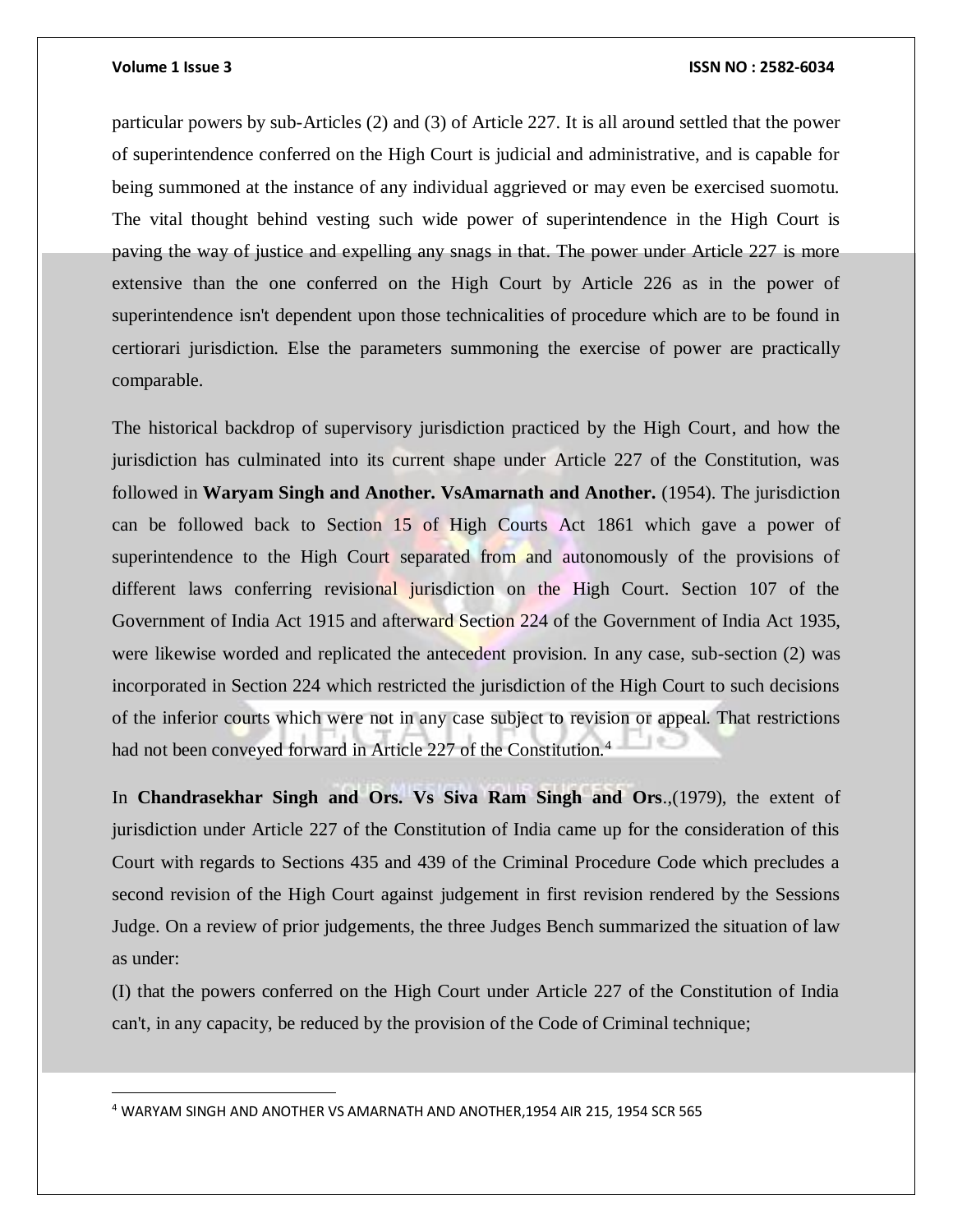particular powers by sub-Articles (2) and (3) of Article 227. It is all around settled that the power of superintendence conferred on the High Court is judicial and administrative, and is capable for being summoned at the instance of any individual aggrieved or may even be exercised suomotu. The vital thought behind vesting such wide power of superintendence in the High Court is paving the way of justice and expelling any snags in that. The power under Article 227 is more extensive than the one conferred on the High Court by Article 226 as in the power of superintendence isn't dependent upon those technicalities of procedure which are to be found in certiorari jurisdiction. Else the parameters summoning the exercise of power are practically comparable.

The historical backdrop of supervisory jurisdiction practiced by the High Court, and how the jurisdiction has culminated into its current shape under Article 227 of the Constitution, was followed in **Waryam Singh and Another. VsAmarnath and Another.** (1954). The jurisdiction can be followed back to Section 15 of High Courts Act 1861 which gave a power of superintendence to the High Court separated from and autonomously of the provisions of different laws conferring revisional jurisdiction on the High Court. Section 107 of the Government of India Act 1915 and afterward Section 224 of the Government of India Act 1935, were likewise worded and replicated the antecedent provision. In any case, sub-section (2) was incorporated in Section 224 which restricted the jurisdiction of the High Court to such decisions of the inferior courts which were not in any case subject to revision or appeal. That restrictions had not been conveyed forward in Article 227 of the Constitution.[4]

In **Chandrasekhar Singh and Ors. Vs Siva Ram Singh and Ors**.,(1979), the extent of jurisdiction under Article 227 of the Constitution of India came up for the consideration of this Court with regards to Sections 435 and 439 of the Criminal Procedure Code which precludes a second revision of the High Court against judgement in first revision rendered by the Sessions Judge. On a review of prior judgements, the three Judges Bench summarized the situation of law as under:

(I) that the powers conferred on the High Court under Article 227 of the Constitution of India can't, in any capacity, be reduced by the provision of the Code of Criminal technique;

[4] WARYAM SINGH AND ANOTHER VS AMARNATH AND ANOTHER,1954 AIR 215, 1954 SCR 565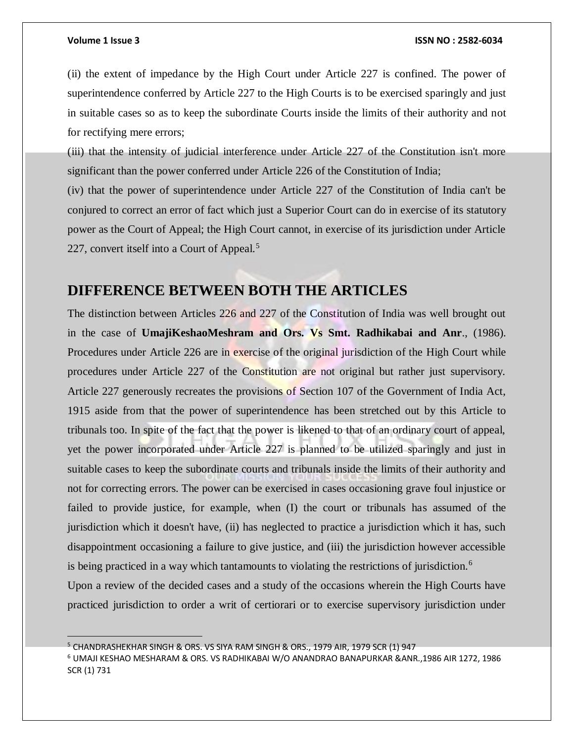(ii) the extent of impedance by the High Court under Article 227 is confined. The power of superintendence conferred by Article 227 to the High Courts is to be exercised sparingly and just in suitable cases so as to keep the subordinate Courts inside the limits of their authority and not for rectifying mere errors;

(iii) that the intensity of judicial interference under Article 227 of the Constitution isn't more significant than the power conferred under Article 226 of the Constitution of India;

(iv) that the power of superintendence under Article 227 of the Constitution of India can't be conjured to correct an error of fact which just a Superior Court can do in exercise of its statutory power as the Court of Appeal; the High Court cannot, in exercise of its jurisdiction under Article 227, convert itself into a Court of Appeal.[5]

## DIFFERENCE BETWEEN BOTH THE ARTICLES

The distinction between Articles 226 and 227 of the Constitution of India was well brought out in the case of **UmajiKeshaoMeshram and Ors. Vs Smt. Radhikabai and Anr**., (1986). Procedures under Article 226 are in exercise of the original jurisdiction of the High Court while procedures under Article 227 of the Constitution are not original but rather just supervisory. Article 227 generously recreates the provisions of Section 107 of the Government of India Act, 1915 aside from that the power of superintendence has been stretched out by this Article to tribunals too. In spite of the fact that the power is likened to that of an ordinary court of appeal, yet the power incorporated under Article 227 is planned to be utilized sparingly and just in suitable cases to keep the subordinate courts and tribunals inside the limits of their authority and not for correcting errors. The power can be exercised in cases occasioning grave foul injustice or failed to provide justice, for example, when (I) the court or tribunals has assumed of the jurisdiction which it doesn't have, (ii) has neglected to practice a jurisdiction which it has, such disappointment occasioning a failure to give justice, and (iii) the jurisdiction however accessible is being practiced in a way which tantamounts to violating the restrictions of jurisdiction.[6]

Upon a review of the decided cases and a study of the occasions wherein the High Courts have practiced jurisdiction to order a writ of certiorari or to exercise supervisory jurisdiction under

---

[5] CHANDRASHEKHAR SINGH & ORS. VS SIYA RAM SINGH & ORS., 1979 AIR, 1979 SCR (1) 947

[6] UMAJI KESHAO MESHARAM & ORS. VS RADHIKABAI W/O ANANDRAO BANAPURKAR &ANR.,1986 AIR 1272, 1986 SCR (1) 731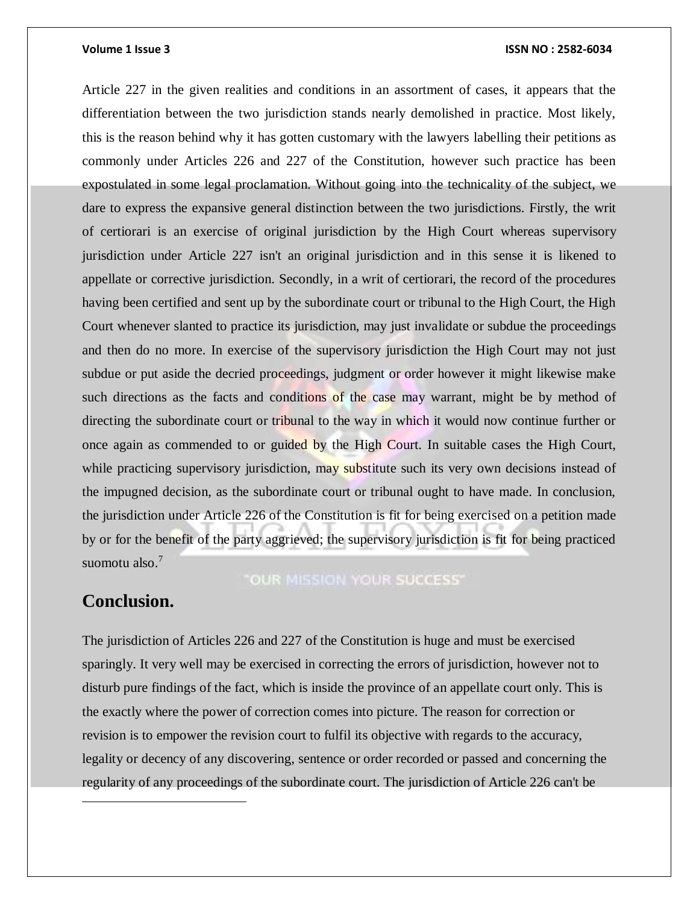Article 227 in the given realities and conditions in an assortment of cases, it appears that the differentiation between the two jurisdiction stands nearly demolished in practice. Most likely, this is the reason behind why it has gotten customary with the lawyers labelling their petitions as commonly under Articles 226 and 227 of the Constitution, however such practice has been expostulated in some legal proclamation. Without going into the technicality of the subject, we dare to express the expansive general distinction between the two jurisdictions. Firstly, the writ of certiorari is an exercise of original jurisdiction by the High Court whereas supervisory jurisdiction under Article 227 isn't an original jurisdiction and in this sense it is likened to appellate or corrective jurisdiction. Secondly, in a writ of certiorari, the record of the procedures having been certified and sent up by the subordinate court or tribunal to the High Court, the High Court whenever slanted to practice its jurisdiction, may just invalidate or subdue the proceedings and then do no more. In exercise of the supervisory jurisdiction the High Court may not just subdue or put aside the decried proceedings, judgment or order however it might likewise make such directions as the facts and conditions of the case may warrant, might be by method of directing the subordinate court or tribunal to the way in which it would now continue further or once again as commended to or guided by the High Court. In suitable cases the High Court, while practicing supervisory jurisdiction, may substitute such its very own decisions instead of the impugned decision, as the subordinate court or tribunal ought to have made. In conclusion, the jurisdiction under Article 226 of the Constitution is fit for being exercised on a petition made by or for the benefit of the party aggrieved; the supervisory jurisdiction is fit for being practiced suomotu also.[7]

## Conclusion.

The jurisdiction of Articles 226 and 227 of the Constitution is huge and must be exercised sparingly. It very well may be exercised in correcting the errors of jurisdiction, however not to disturb pure findings of the fact, which is inside the province of an appellate court only. This is the exactly where the power of correction comes into picture. The reason for correction or revision is to empower the revision court to fulfil its objective with regards to the accuracy, legality or decency of any discovering, sentence or order recorded or passed and concerning the regularity of any proceedings of the subordinate court. The jurisdiction of Article 226 can't be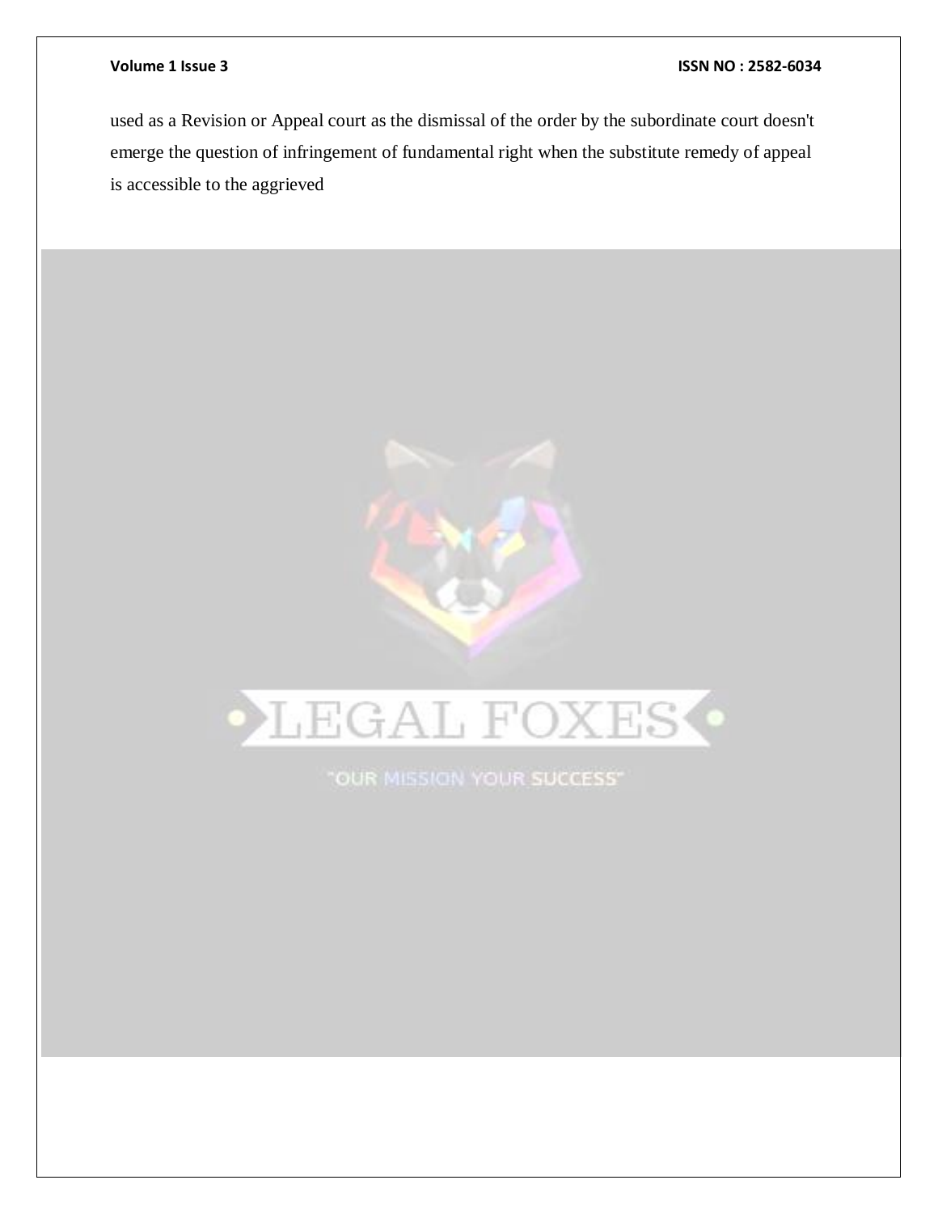used as a Revision or Appeal court as the dismissal of the order by the subordinate court doesn't emerge the question of infringement of fundamental right when the substitute remedy of appeal is accessible to the aggrieved